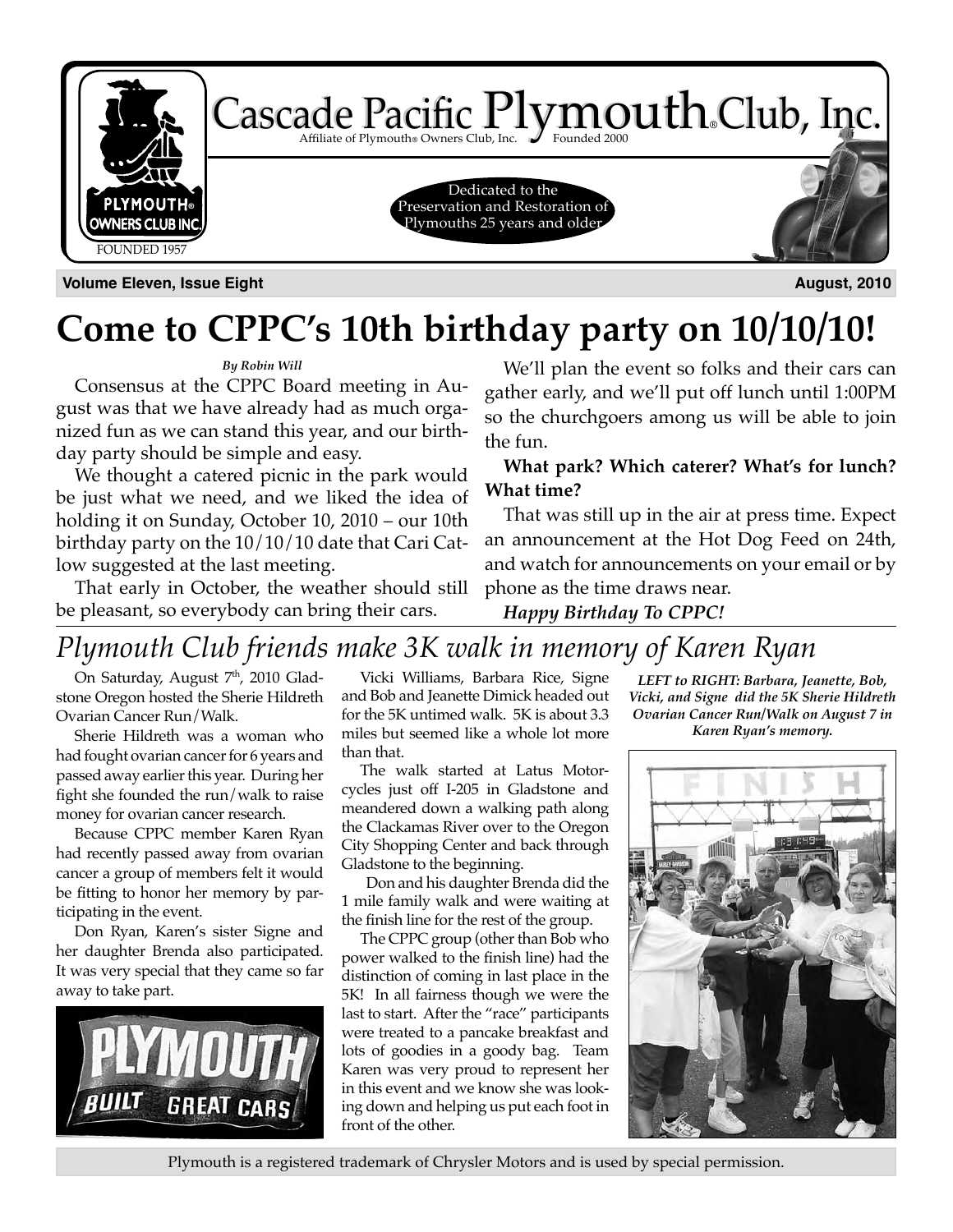# Cascade Pacific Plymouth® Club, Inc.

Affiliate of Plymouth® Owners Club, Inc. Founded 2000

PLYMOUTH® OWNERS CLUB INC. FOUNDED 1957

Dedicated to the Preservation and Restoration of Plymouths 25 years and older

**Volume Eleven, Issue Eight** **August, 2010**

# Come to CPPC's 10th birthday party on 10/10/10!

***By Robin Will***

Consensus at the CPPC Board meeting in August was that we have already had as much organized fun as we can stand this year, and our birthday party should be simple and easy.

We thought a catered picnic in the park would be just what we need, and we liked the idea of holding it on Sunday, October 10, 2010 – our 10th birthday party on the 10/10/10 date that Cari Catlow suggested at the last meeting.

That early in October, the weather should still be pleasant, so everybody can bring their cars.

We'll plan the event so folks and their cars can gather early, and we'll put off lunch until 1:00PM so the churchgoers among us will be able to join the fun.

**What park? Which caterer? What's for lunch? What time?**

That was still up in the air at press time. Expect an announcement at the Hot Dog Feed on 24th, and watch for announcements on your email or by phone as the time draws near.

***Happy Birthday To CPPC!***

## *Plymouth Club friends make 3K walk in memory of Karen Ryan*

On Saturday, August 7th, 2010 Gladstone Oregon hosted the Sherie Hildreth Ovarian Cancer Run/Walk.

Sherie Hildreth was a woman who had fought ovarian cancer for 6 years and passed away earlier this year. During her fight she founded the run/walk to raise money for ovarian cancer research.

Because CPPC member Karen Ryan had recently passed away from ovarian cancer a group of members felt it would be fitting to honor her memory by participating in the event.

Don Ryan, Karen's sister Signe and her daughter Brenda also participated. It was very special that they came so far away to take part.

Vicki Williams, Barbara Rice, Signe and Bob and Jeanette Dimick headed out for the 5K untimed walk. 5K is about 3.3 miles but seemed like a whole lot more than that.

The walk started at Latus Motorcycles just off I-205 in Gladstone and meandered down a walking path along the Clackamas River over to the Oregon City Shopping Center and back through Gladstone to the beginning.

Don and his daughter Brenda did the 1 mile family walk and were waiting at the finish line for the rest of the group.

The CPPC group (other than Bob who power walked to the finish line) had the distinction of coming in last place in the 5K! In all fairness though we were the last to start. After the "race" participants were treated to a pancake breakfast and lots of goodies in a goody bag. Team Karen was very proud to represent her in this event and we know she was looking down and helping us put each foot in front of the other.

***LEFT to RIGHT: Barbara, Jeanette, Bob, Vicki, and Signe did the 5K Sherie Hildreth Ovarian Cancer Run/Walk on August 7 in Karen Ryan's memory.***

Plymouth is a registered trademark of Chrysler Motors and is used by special permission.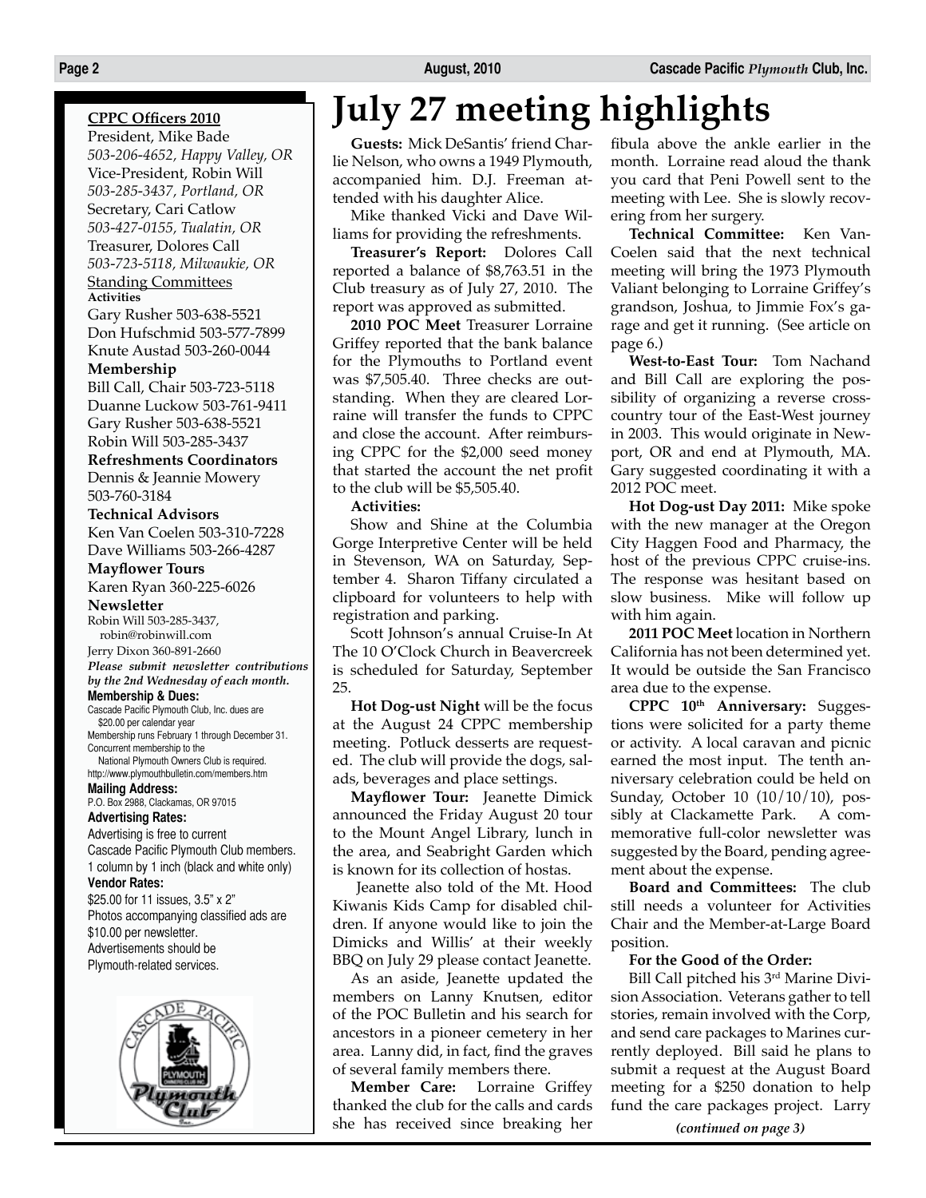**CPPC Officers 2010**

President, Mike Bade
*503-206-4652, Happy Valley, OR*
Vice-President, Robin Will
*503-285-3437, Portland, OR*
Secretary, Cari Catlow
*503-427-0155, Tualatin, OR*
Treasurer, Dolores Call
*503-723-5118, Milwaukie, OR*

Standing Committees

**Activities**
Gary Rusher 503-638-5521
Don Hufschmid 503-577-7899
Knute Austad 503-260-0044

**Membership**
Bill Call, Chair 503-723-5118
Duanne Luckow 503-761-9411
Gary Rusher 503-638-5521
Robin Will 503-285-3437

**Refreshments Coordinators**
Dennis & Jeannie Mowery
503-760-3184

**Technical Advisors**
Ken Van Coelen 503-310-7228
Dave Williams 503-266-4287

**Mayflower Tours**
Karen Ryan 360-225-6026

**Newsletter**
Robin Will 503-285-3437, robin@robinwill.com
Jerry Dixon 360-891-2660

***Please submit newsletter contributions by the 2nd Wednesday of each month.***

**Membership & Dues:**
Cascade Pacific Plymouth Club, Inc. dues are $20.00 per calendar year
Membership runs February 1 through December 31.
Concurrent membership to the National Plymouth Owners Club is required.
http://www.plymouthbulletin.com/members.htm

**Mailing Address:**
P.O. Box 2988, Clackamas, OR 97015

**Advertising Rates:**
Advertising is free to current Cascade Pacific Plymouth Club members.
1 column by 1 inch (black and white only)

**Vendor Rates:**
$25.00 for 11 issues, 3.5" x 2"
Photos accompanying classified ads are $10.00 per newsletter.
Advertisements should be Plymouth-related services.

# July 27 meeting highlights

**Guests:** Mick DeSantis' friend Charlie Nelson, who owns a 1949 Plymouth, accompanied him. D.J. Freeman attended with his daughter Alice.

Mike thanked Vicki and Dave Williams for providing the refreshments.

**Treasurer's Report:** Dolores Call reported a balance of $8,763.51 in the Club treasury as of July 27, 2010. The report was approved as submitted.

**2010 POC Meet** Treasurer Lorraine Griffey reported that the bank balance for the Plymouths to Portland event was $7,505.40. Three checks are outstanding. When they are cleared Lorraine will transfer the funds to CPPC and close the account. After reimbursing CPPC for the $2,000 seed money that started the account the net profit to the club will be $5,505.40.

**Activities:**

Show and Shine at the Columbia Gorge Interpretive Center will be held in Stevenson, WA on Saturday, September 4. Sharon Tiffany circulated a clipboard for volunteers to help with registration and parking.

Scott Johnson's annual Cruise-In At The 10 O'Clock Church in Beavercreek is scheduled for Saturday, September 25.

**Hot Dog-ust Night** will be the focus at the August 24 CPPC membership meeting. Potluck desserts are requested. The club will provide the dogs, salads, beverages and place settings.

**Mayflower Tour:** Jeanette Dimick announced the Friday August 20 tour to the Mount Angel Library, lunch in the area, and Seabright Garden which is known for its collection of hostas.

Jeanette also told of the Mt. Hood Kiwanis Kids Camp for disabled children. If anyone would like to join the Dimicks and Willis' at their weekly BBQ on July 29 please contact Jeanette.

As an aside, Jeanette updated the members on Lanny Knutsen, editor of the POC Bulletin and his search for ancestors in a pioneer cemetery in her area. Lanny did, in fact, find the graves of several family members there.

**Member Care:** Lorraine Griffey thanked the club for the calls and cards she has received since breaking her fibula above the ankle earlier in the month. Lorraine read aloud the thank you card that Peni Powell sent to the meeting with Lee. She is slowly recovering from her surgery.

**Technical Committee:** Ken Van-Coelen said that the next technical meeting will bring the 1973 Plymouth Valiant belonging to Lorraine Griffey's grandson, Joshua, to Jimmie Fox's garage and get it running. (See article on page 6.)

**West-to-East Tour:** Tom Nachand and Bill Call are exploring the possibility of organizing a reverse cross-country tour of the East-West journey in 2003. This would originate in Newport, OR and end at Plymouth, MA. Gary suggested coordinating it with a 2012 POC meet.

**Hot Dog-ust Day 2011:** Mike spoke with the new manager at the Oregon City Haggen Food and Pharmacy, the host of the previous CPPC cruise-ins. The response was hesitant based on slow business. Mike will follow up with him again.

**2011 POC Meet** location in Northern California has not been determined yet. It would be outside the San Francisco area due to the expense.

**CPPC 10th Anniversary:** Suggestions were solicited for a party theme or activity. A local caravan and picnic earned the most input. The tenth anniversary celebration could be held on Sunday, October 10 (10/10/10), possibly at Clackamette Park. A commemorative full-color newsletter was suggested by the Board, pending agreement about the expense.

**Board and Committees:** The club still needs a volunteer for Activities Chair and the Member-at-Large Board position.

**For the Good of the Order:**

Bill Call pitched his 3rd Marine Division Association. Veterans gather to tell stories, remain involved with the Corp, and send care packages to Marines currently deployed. Bill said he plans to submit a request at the August Board meeting for a $250 donation to help fund the care packages project. Larry

*(continued on page 3)*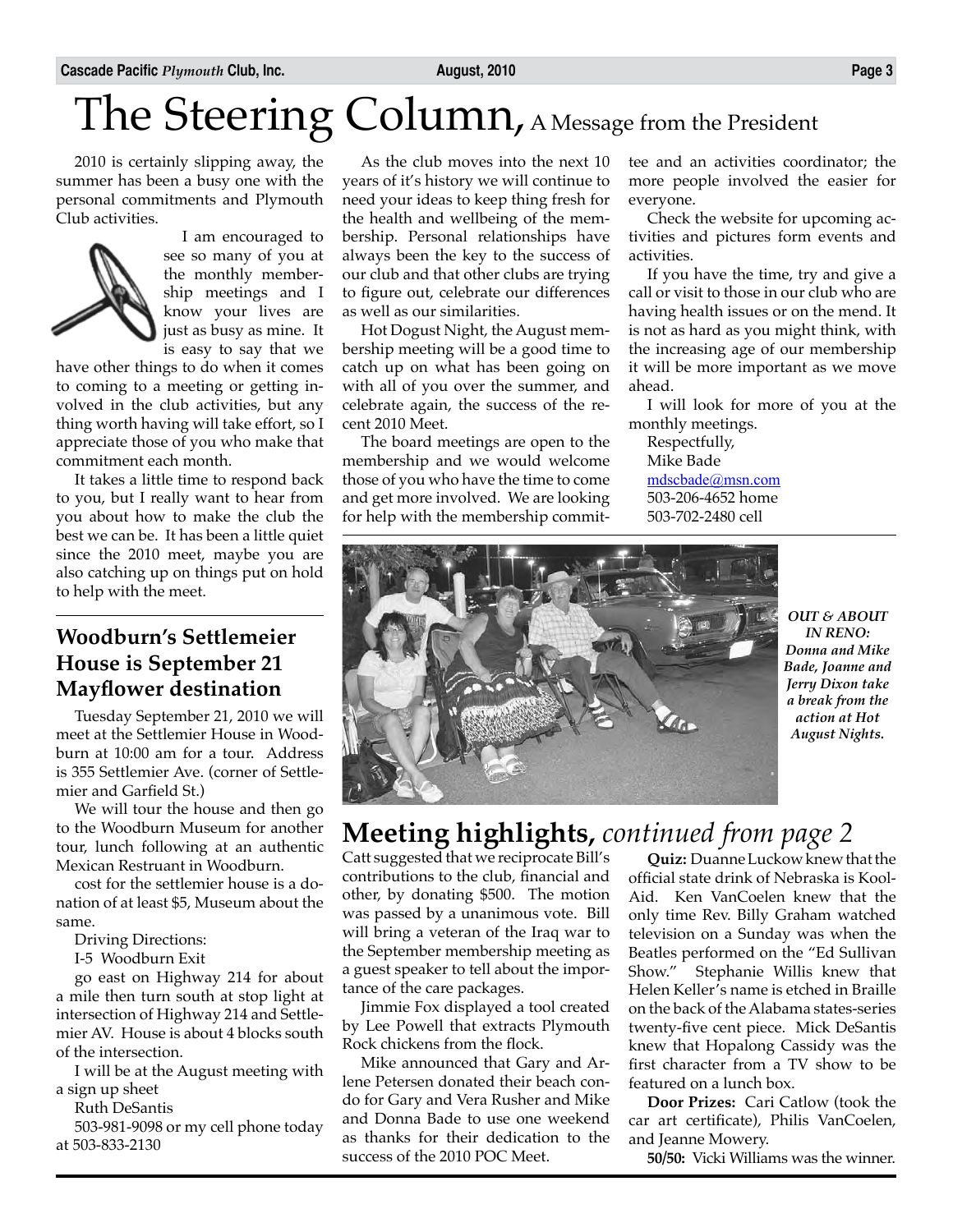# The Steering Column, A Message from the President

2010 is certainly slipping away, the summer has been a busy one with the personal commitments and Plymouth Club activities.

I am encouraged to see so many of you at the monthly membership meetings and I know your lives are just as busy as mine. It is easy to say that we have other things to do when it comes to coming to a meeting or getting involved in the club activities, but any thing worth having will take effort, so I appreciate those of you who make that commitment each month.

It takes a little time to respond back to you, but I really want to hear from you about how to make the club the best we can be. It has been a little quiet since the 2010 meet, maybe you are also catching up on things put on hold to help with the meet.

As the club moves into the next 10 years of it's history we will continue to need your ideas to keep thing fresh for the health and wellbeing of the membership. Personal relationships have always been the key to the success of our club and that other clubs are trying to figure out, celebrate our differences as well as our similarities.

Hot Dogust Night, the August membership meeting will be a good time to catch up on what has been going on with all of you over the summer, and celebrate again, the success of the recent 2010 Meet.

The board meetings are open to the membership and we would welcome those of you who have the time to come and get more involved. We are looking for help with the membership committee and an activities coordinator; the more people involved the easier for everyone.

Check the website for upcoming activities and pictures form events and activities.

If you have the time, try and give a call or visit to those in our club who are having health issues or on the mend. It is not as hard as you might think, with the increasing age of our membership it will be more important as we move ahead.

I will look for more of you at the monthly meetings.

Respectfully,
Mike Bade
mdscbade@msn.com
503-206-4652 home
503-702-2480 cell

## Woodburn's Settlemeier House is September 21 Mayflower destination

Tuesday September 21, 2010 we will meet at the Settlemier House in Woodburn at 10:00 am for a tour. Address is 355 Settlemier Ave. (corner of Settlemier and Garfield St.)

We will tour the house and then go to the Woodburn Museum for another tour, lunch following at an authentic Mexican Restruant in Woodburn.

cost for the settlemier house is a donation of at least $5, Museum about the same.

Driving Directions:

I-5 Woodburn Exit

go east on Highway 214 for about a mile then turn south at stop light at intersection of Highway 214 and Settlemier AV. House is about 4 blocks south of the intersection.

I will be at the August meeting with a sign up sheet

Ruth DeSantis

503-981-9098 or my cell phone today at 503-833-2130

*OUT & ABOUT IN RENO: Donna and Mike Bade, Joanne and Jerry Dixon take a break from the action at Hot August Nights.*

## Meeting highlights, *continued from page 2*

Catt suggested that we reciprocate Bill's contributions to the club, financial and other, by donating $500. The motion was passed by a unanimous vote. Bill will bring a veteran of the Iraq war to the September membership meeting as a guest speaker to tell about the importance of the care packages.

Jimmie Fox displayed a tool created by Lee Powell that extracts Plymouth Rock chickens from the flock.

Mike announced that Gary and Arlene Petersen donated their beach condo for Gary and Vera Rusher and Mike and Donna Bade to use one weekend as thanks for their dedication to the success of the 2010 POC Meet.

**Quiz:** Duanne Luckow knew that the official state drink of Nebraska is Kool-Aid. Ken VanCoelen knew that the only time Rev. Billy Graham watched television on a Sunday was when the Beatles performed on the "Ed Sullivan Show." Stephanie Willis knew that Helen Keller's name is etched in Braille on the back of the Alabama states-series twenty-five cent piece. Mick DeSantis knew that Hopalong Cassidy was the first character from a TV show to be featured on a lunch box.

**Door Prizes:** Cari Catlow (took the car art certificate), Philis VanCoelen, and Jeanne Mowery.

**50/50:** Vicki Williams was the winner.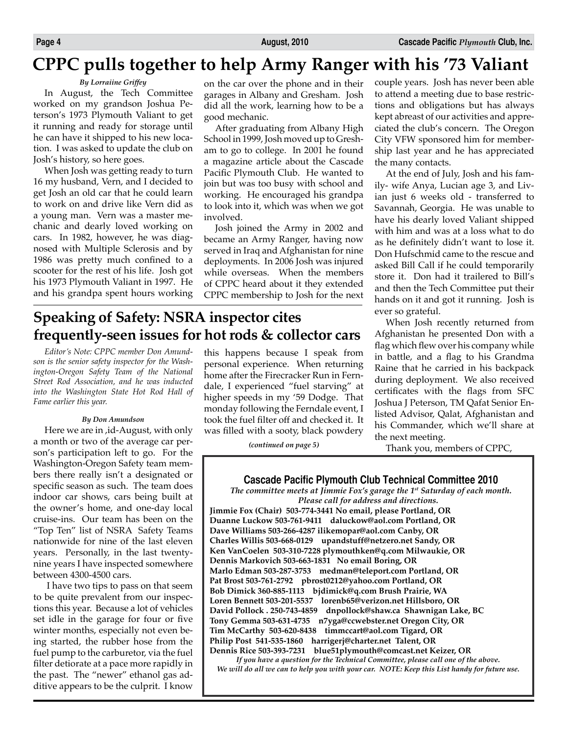# CPPC pulls together to help Army Ranger with his '73 Valiant

*By Lorraiine Griffey*

In August, the Tech Committee worked on my grandson Joshua Peterson's 1973 Plymouth Valiant to get it running and ready for storage until he can have it shipped to his new location. I was asked to update the club on Josh's history, so here goes.

When Josh was getting ready to turn 16 my husband, Vern, and I decided to get Josh an old car that he could learn to work on and drive like Vern did as a young man. Vern was a master mechanic and dearly loved working on cars. In 1982, however, he was diagnosed with Multiple Sclerosis and by 1986 was pretty much confined to a scooter for the rest of his life. Josh got his 1973 Plymouth Valiant in 1997. He and his grandpa spent hours working on the car over the phone and in their garages in Albany and Gresham. Josh did all the work, learning how to be a good mechanic.

After graduating from Albany High School in 1999, Josh moved up to Gresham to go to college. In 2001 he found a magazine article about the Cascade Pacific Plymouth Club. He wanted to join but was too busy with school and working. He encouraged his grandpa to look into it, which was when we got involved.

Josh joined the Army in 2002 and became an Army Ranger, having now served in Iraq and Afghanistan for nine deployments. In 2006 Josh was injured while overseas. When the members of CPPC heard about it they extended CPPC membership to Josh for the next couple years. Josh has never been able to attend a meeting due to base restrictions and obligations but has always kept abreast of our activities and appreciated the club's concern. The Oregon City VFW sponsored him for membership last year and he has appreciated the many contacts.

At the end of July, Josh and his family- wife Anya, Lucian age 3, and Livian just 6 weeks old - transferred to Savannah, Georgia. He was unable to have his dearly loved Valiant shipped with him and was at a loss what to do as he definitely didn't want to lose it. Don Hufschmid came to the rescue and asked Bill Call if he could temporarily store it. Don had it trailered to Bill's and then the Tech Committee put their hands on it and got it running. Josh is ever so grateful.

When Josh recently returned from Afghanistan he presented Don with a flag which flew over his company while in battle, and a flag to his Grandma Raine that he carried in his backpack during deployment. We also received certificates with the flags from SFC Joshua J Peterson, TM Qafat Senior Enlisted Advisor, Qalat, Afghanistan and his Commander, which we'll share at the next meeting.

Thank you, members of CPPC,

## Speaking of Safety: NSRA inspector cites frequently-seen issues for hot rods & collector cars

*Editor's Note: CPPC member Don Amundson is the senior safety inspector for the Washington-Oregon Safety Team of the National Street Rod Association, and he was inducted into the Washington State Hot Rod Hall of Fame earlier this year.*

*By Don Amundson*

Here we are in ,id-August, with only a month or two of the average car person's participation left to go. For the Washington-Oregon Safety team members there really isn't a designated or specific season as such. The team does indoor car shows, cars being built at the owner's home, and one-day local cruise-ins. Our team has been on the "Top Ten" list of NSRA Safety Teams nationwide for nine of the last eleven years. Personally, in the last twenty-nine years I have inspected somewhere between 4300-4500 cars.

I have two tips to pass on that seem to be quite prevalent from our inspections this year. Because a lot of vehicles set idle in the garage for four or five winter months, especially not even being started, the rubber hose from the fuel pump to the carburetor, via the fuel filter detiorate at a pace more rapidly in the past. The "newer" ethanol gas additive appears to be the culprit. I know this happens because I speak from personal experience. When returning home after the Firecracker Run in Ferndale, I experienced "fuel starving" at higher speeds in my '59 Dodge. That monday following the Ferndale event, I took the fuel filter off and checked it. It was filled with a sooty, black powdery

*(continued on page 5)*

---

**Cascade Pacific Plymouth Club Technical Committee 2010**

*The committee meets at Jimmie Fox's garage the 1st Saturday of each month. Please call for address and directions.*

**Jimmie Fox (Chair) 503-774-3441 No email, please Portland, OR**
**Duanne Luckow 503-761-9411 daluckow@aol.com Portland, OR**
**Dave Williams 503-266-4287 ilikemopar@aol.com Canby, OR**
**Charles Willis 503-668-0129 upandstuff@netzero.net Sandy, OR**
**Ken VanCoelen 503-310-7228 plymouthken@q.com Milwaukie, OR**
**Dennis Markovich 503-663-1831 No email Boring, OR**
**Marlo Edman 503-287-3753 medman@teleport.com Portland, OR**
**Pat Brost 503-761-2792 pbrost0212@yahoo.com Portland, OR**
**Bob Dimick 360-885-1113 bjdimick@q.com Brush Prairie, WA**
**Loren Bennett 503-201-5537 lorenb65@verizon.net Hillsboro, OR**
**David Pollock . 250-743-4859 dnpollock@shaw.ca Shawnigan Lake, BC**
**Tony Gemma 503-631-4735 n7yga@ccwebster.net Oregon City, OR**
**Tim McCarthy 503-620-8438 timmccart@aol.com Tigard, OR**
**Philip Post 541-535-1860 harrigerj@charter.net Talent, OR**
**Dennis Rice 503-393-7231 blue51plymouth@comcast.net Keizer, OR**

*If you have a question for the Technical Committee, please call one of the above. We will do all we can to help you with your car. NOTE: Keep this List handy for future use.*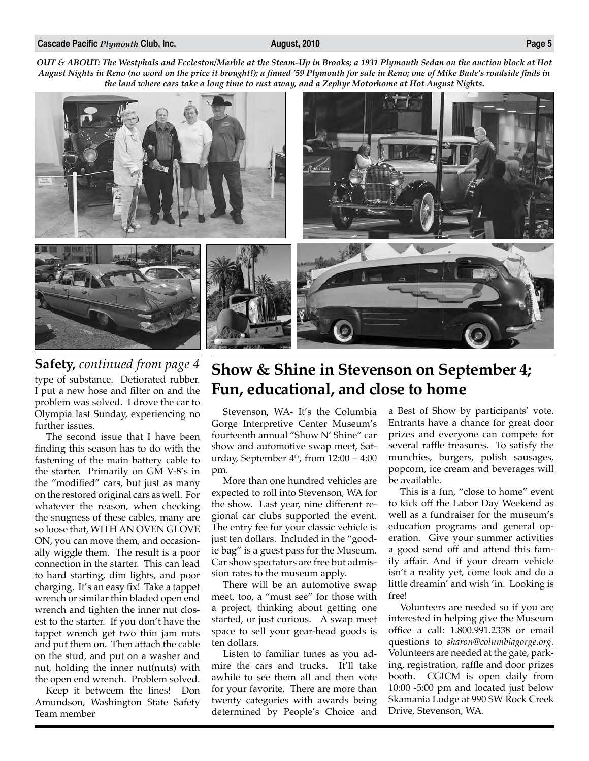*OUT & ABOUT: The Westphals and Eccleston/Marble at the Steam-Up in Brooks; a 1931 Plymouth Sedan on the auction block at Hot August Nights in Reno (no word on the price it brought!); a finned '59 Plymouth for sale in Reno; one of Mike Bade's roadside finds in the land where cars take a long time to rust away, and a Zephyr Motorhome at Hot August Nights.*

**Safety,** *continued from page 4*

type of substance. Detiorated rubber. I put a new hose and filter on and the problem was solved. I drove the car to Olympia last Sunday, experiencing no further issues.

The second issue that I have been finding this season has to do with the fastening of the main battery cable to the starter. Primarily on GM V-8's in the "modified" cars, but just as many on the restored original cars as well. For whatever the reason, when checking the snugness of these cables, many are so loose that, WITH AN OVEN GLOVE ON, you can move them, and occasionally wiggle them. The result is a poor connection in the starter. This can lead to hard starting, dim lights, and poor charging. It's an easy fix! Take a tappet wrench or similar thin bladed open end wrench and tighten the inner nut closest to the starter. If you don't have the tappet wrench get two thin jam nuts and put them on. Then attach the cable on the stud, and put on a washer and nut, holding the inner nut(nuts) with the open end wrench. Problem solved.

Keep it betweem the lines! Don Amundson, Washington State Safety Team member

## Show & Shine in Stevenson on September 4; Fun, educational, and close to home

Stevenson, WA- It's the Columbia Gorge Interpretive Center Museum's fourteenth annual "Show N' Shine" car show and automotive swap meet, Saturday, September 4th, from 12:00 – 4:00 pm.

More than one hundred vehicles are expected to roll into Stevenson, WA for the show. Last year, nine different regional car clubs supported the event. The entry fee for your classic vehicle is just ten dollars. Included in the "goodie bag" is a guest pass for the Museum. Car show spectators are free but admission rates to the museum apply.

There will be an automotive swap meet, too, a "must see" for those with a project, thinking about getting one started, or just curious. A swap meet space to sell your gear-head goods is ten dollars.

Listen to familiar tunes as you admire the cars and trucks. It'll take awhile to see them all and then vote for your favorite. There are more than twenty categories with awards being determined by People's Choice and a Best of Show by participants' vote. Entrants have a chance for great door prizes and everyone can compete for several raffle treasures. To satisfy the munchies, burgers, polish sausages, popcorn, ice cream and beverages will be available.

This is a fun, "close to home" event to kick off the Labor Day Weekend as well as a fundraiser for the museum's education programs and general operation. Give your summer activities a good send off and attend this family affair. And if your dream vehicle isn't a reality yet, come look and do a little dreamin' and wish 'in. Looking is free!

Volunteers are needed so if you are interested in helping give the Museum office a call: 1.800.991.2338 or email questions to sharon@columbiagorge.org. Volunteers are needed at the gate, parking, registration, raffle and door prizes booth. CGICM is open daily from 10:00 -5:00 pm and located just below Skamania Lodge at 990 SW Rock Creek Drive, Stevenson, WA.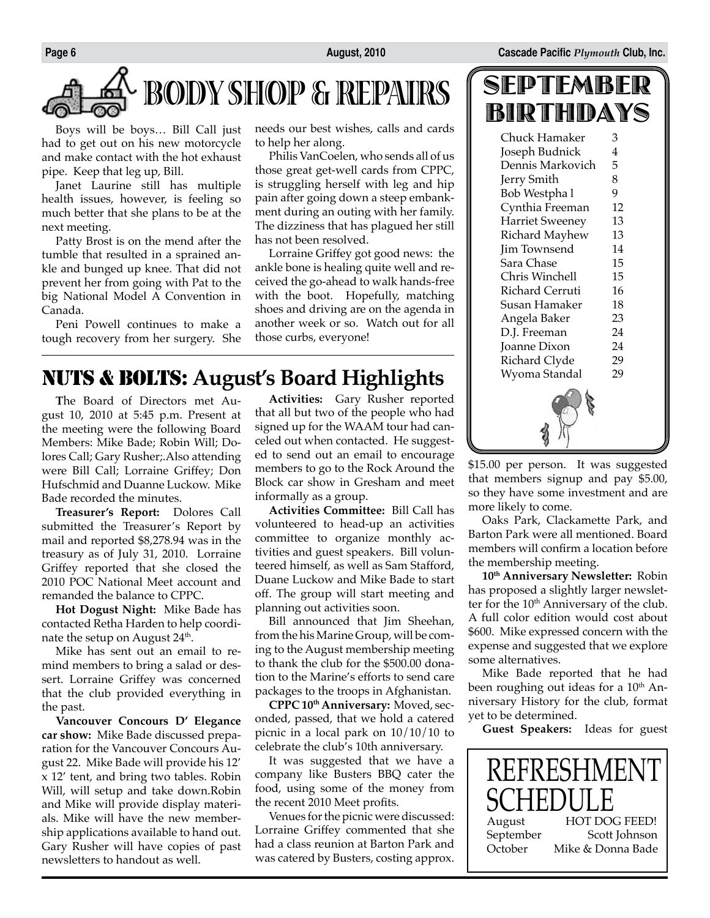# BODY SHOP & REPAIRS

Boys will be boys… Bill Call just had to get out on his new motorcycle and make contact with the hot exhaust pipe. Keep that leg up, Bill.

Janet Laurine still has multiple health issues, however, is feeling so much better that she plans to be at the next meeting.

Patty Brost is on the mend after the tumble that resulted in a sprained ankle and bunged up knee. That did not prevent her from going with Pat to the big National Model A Convention in Canada.

Peni Powell continues to make a tough recovery from her surgery. She needs our best wishes, calls and cards to help her along.

Philis VanCoelen, who sends all of us those great get-well cards from CPPC, is struggling herself with leg and hip pain after going down a steep embankment during an outing with her family. The dizziness that has plagued her still has not been resolved.

Lorraine Griffey got good news: the ankle bone is healing quite well and received the go-ahead to walk hands-free with the boot. Hopefully, matching shoes and driving are on the agenda in another week or so. Watch out for all those curbs, everyone!

# SEPTEMBER BIRTHDAYS

| | |
|---|---|
| Chuck Hamaker | 3 |
| Joseph Budnick | 4 |
| Dennis Markovich | 5 |
| Jerry Smith | 8 |
| Bob Westpha l | 9 |
| Cynthia Freeman | 12 |
| Harriet Sweeney | 13 |
| Richard Mayhew | 13 |
| Jim Townsend | 14 |
| Sara Chase | 15 |
| Chris Winchell | 15 |
| Richard Cerruti | 16 |
| Susan Hamaker | 18 |
| Angela Baker | 23 |
| D.J. Freeman | 24 |
| Joanne Dixon | 24 |
| Richard Clyde | 29 |
| Wyoma Standal | 29 |

# NUTS & BOLTS: August's Board Highlights

The Board of Directors met August 10, 2010 at 5:45 p.m. Present at the meeting were the following Board Members: Mike Bade; Robin Will; Dolores Call; Gary Rusher;.Also attending were Bill Call; Lorraine Griffey; Don Hufschmid and Duanne Luckow. Mike Bade recorded the minutes.

**Treasurer's Report:** Dolores Call submitted the Treasurer's Report by mail and reported $8,278.94 was in the treasury as of July 31, 2010. Lorraine Griffey reported that she closed the 2010 POC National Meet account and remanded the balance to CPPC.

**Hot Dogust Night:** Mike Bade has contacted Retha Harden to help coordinate the setup on August 24th.

Mike has sent out an email to remind members to bring a salad or dessert. Lorraine Griffey was concerned that the club provided everything in the past.

**Vancouver Concours D' Elegance car show:** Mike Bade discussed preparation for the Vancouver Concours August 22. Mike Bade will provide his 12' x 12' tent, and bring two tables. Robin Will, will setup and take down.Robin and Mike will provide display materials. Mike will have the new membership applications available to hand out. Gary Rusher will have copies of past newsletters to handout as well.

**Activities:** Gary Rusher reported that all but two of the people who had signed up for the WAAM tour had canceled out when contacted. He suggested to send out an email to encourage members to go to the Rock Around the Block car show in Gresham and meet informally as a group.

**Activities Committee:** Bill Call has volunteered to head-up an activities committee to organize monthly activities and guest speakers. Bill volunteered himself, as well as Sam Stafford, Duane Luckow and Mike Bade to start off. The group will start meeting and planning out activities soon.

Bill announced that Jim Sheehan, from the his Marine Group, will be coming to the August membership meeting to thank the club for the $500.00 donation to the Marine's efforts to send care packages to the troops in Afghanistan.

**CPPC 10th Anniversary:** Moved, seconded, passed, that we hold a catered picnic in a local park on 10/10/10 to celebrate the club's 10th anniversary.

It was suggested that we have a company like Busters BBQ cater the food, using some of the money from the recent 2010 Meet profits.

Venues for the picnic were discussed: Lorraine Griffey commented that she had a class reunion at Barton Park and was catered by Busters, costing approx. $15.00 per person. It was suggested that members signup and pay $5.00, so they have some investment and are more likely to come.

Oaks Park, Clackamette Park, and Barton Park were all mentioned. Board members will confirm a location before the membership meeting.

**10th Anniversary Newsletter:** Robin has proposed a slightly larger newsletter for the 10th Anniversary of the club. A full color edition would cost about $600. Mike expressed concern with the expense and suggested that we explore some alternatives.

Mike Bade reported that he had been roughing out ideas for a 10th Anniversary History for the club, format yet to be determined.

**Guest Speakers:** Ideas for guest

# REFRESHMENT SCHEDULE

| | |
|---|---|
| August | HOT DOG FEED! |
| September | Scott Johnson |
| October | Mike & Donna Bade |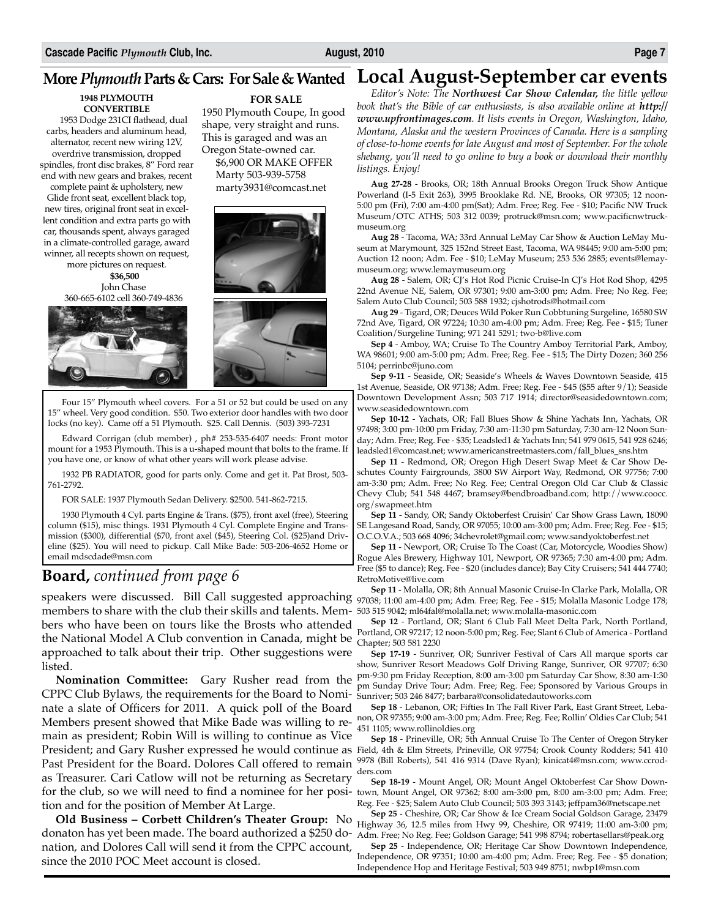## More *Plymouth* Parts & Cars: For Sale & Wanted

**1948 PLYMOUTH CONVERTIBLE**

1953 Dodge 231CI flathead, dual carbs, headers and aluminum head, alternator, recent new wiring 12V, overdrive transmission, dropped spindles, front disc brakes, 8" Ford rear end with new gears and brakes, recent complete paint & upholstery, new Glide front seat, excellent black top, new tires, original front seat in excellent condition and extra parts go with car, thousands spent, always garaged in a climate-controlled garage, award winner, all recepts shown on request, more pictures on request.

**$36,500**
John Chase
360-665-6102 cell 360-749-4836

**FOR SALE**

1950 Plymouth Coupe, In good shape, very straight and runs. This is garaged and was an Oregon State-owned car.
$6,900 OR MAKE OFFER
Marty 503-939-5758
marty3931@comcast.net

Four 15" Plymouth wheel covers. For a 51 or 52 but could be used on any 15" wheel. Very good condition. $50. Two exterior door handles with two door locks (no key). Came off a 51 Plymouth. $25. Call Dennis. (503) 393-7231

Edward Corrigan (club member) , ph# 253-535-6407 needs: Front motor mount for a 1953 Plymouth. This is a u-shaped mount that bolts to the frame. If you have one, or know of what other years will work please advise.

1932 PB RADIATOR, good for parts only. Come and get it. Pat Brost, 503-761-2792.

FOR SALE: 1937 Plymouth Sedan Delivery. $2500. 541-862-7215.

1930 Plymouth 4 Cyl. parts Engine & Trans. ($75), front axel (free), Steering column ($15), misc things. 1931 Plymouth 4 Cyl. Complete Engine and Transmission ($300), differential ($70, front axel ($45), Steering Col. ($25)and Driveline ($25). You will need to pickup. Call Mike Bade: 503-206-4652 Home or email mdscdade@msn.com

## Board, *continued from page 6*

speakers were discussed. Bill Call suggested approaching members to share with the club their skills and talents. Members who have been on tours like the Brosts who attended the National Model A Club convention in Canada, might be approached to talk about their trip. Other suggestions were listed.

**Nomination Committee:** Gary Rusher read from the CPPC Club Bylaws, the requirements for the Board to Nominate a slate of Officers for 2011. A quick poll of the Board Members present showed that Mike Bade was willing to remain as president; Robin Will is willing to continue as Vice President; and Gary Rusher expressed he would continue as Past President for the Board. Dolores Call offered to remain as Treasurer. Cari Catlow will not be returning as Secretary for the club, so we will need to find a nominee for her position and for the position of Member At Large.

**Old Business – Corbett Children's Theater Group:** No donaton has yet been made. The board authorized a $250 donation, and Dolores Call will send it from the CPPC account, since the 2010 POC Meet account is closed.

## Local August-September car events

*Editor's Note: The **Northwest Car Show Calendar,** the little yellow book that's the Bible of car enthusiasts, is also available online at **http://www.upfrontimages.com**. It lists events in Oregon, Washington, Idaho, Montana, Alaska and the western Provinces of Canada. Here is a sampling of close-to-home events for late August and most of September. For the whole shebang, you'll need to go online to buy a book or download their monthly listings. Enjoy!*

**Aug 27-28** - Brooks, OR; 18th Annual Brooks Oregon Truck Show Antique Powerland (I-5 Exit 263), 3995 Brooklake Rd. NE, Brooks, OR 97305; 12 noon-5:00 pm (Fri), 7:00 am-4:00 pm(Sat); Adm. Free; Reg. Fee - $10; Pacific NW Truck Museum/OTC ATHS; 503 312 0039; protruck@msn.com; www.pacificnwtruckmuseum.org

**Aug 28** - Tacoma, WA; 33rd Annual LeMay Car Show & Auction LeMay Museum at Marymount, 325 152nd Street East, Tacoma, WA 98445; 9:00 am-5:00 pm; Auction 12 noon; Adm. Fee - $10; LeMay Museum; 253 536 2885; events@lemaymuseum.org; www.lemaymuseum.org

**Aug 28** - Salem, OR; CJ's Hot Rod Picnic Cruise-In CJ's Hot Rod Shop, 4295 22nd Avenue NE, Salem, OR 97301; 9:00 am-3:00 pm; Adm. Free; No Reg. Fee; Salem Auto Club Council; 503 588 1932; cjshotrods@hotmail.com

**Aug 29** - Tigard, OR; Deuces Wild Poker Run Cobbtuning Surgeline, 16580 SW 72nd Ave, Tigard, OR 97224; 10:30 am-4:00 pm; Adm. Free; Reg. Fee - $15; Tuner Coalition/Surgeline Tuning; 971 241 5291; two-b@live.com

**Sep 4** - Amboy, WA; Cruise To The Country Amboy Territorial Park, Amboy, WA 98601; 9:00 am-5:00 pm; Adm. Free; Reg. Fee - $15; The Dirty Dozen; 360 256 5104; perrinbc@juno.com

**Sep 9-11** - Seaside, OR; Seaside's Wheels & Waves Downtown Seaside, 415 1st Avenue, Seaside, OR 97138; Adm. Free; Reg. Fee - $45 ($55 after 9/1); Seaside Downtown Development Assn; 503 717 1914; director@seasidedowntown.com; www.seasidedowntown.com

**Sep 10-12** - Yachats, OR; Fall Blues Show & Shine Yachats Inn, Yachats, OR 97498; 3:00 pm-10:00 pm Friday, 7:30 am-11:30 pm Saturday, 7:30 am-12 Noon Sunday; Adm. Free; Reg. Fee - $35; Leadsled1 & Yachats Inn; 541 979 0615, 541 928 6246; leadsled1@comcast.net; www.americanstreetmasters.com/fall_blues_sns.htm

**Sep 11** - Redmond, OR; Oregon High Desert Swap Meet & Car Show Deschutes County Fairgrounds, 3800 SW Airport Way, Redmond, OR 97756; 7:00 am-3:30 pm; Adm. Fee; No Reg. Fee; Central Oregon Old Car Club & Classic Chevy Club; 541 548 4467; bramsey@bendbroadband.com; http://www.coocc.org/swapmeet.htm

**Sep 11** - Sandy, OR; Sandy Oktoberfest Cruisin' Car Show Grass Lawn, 18090 SE Langesand Road, Sandy, OR 97055; 10:00 am-3:00 pm; Adm. Free; Reg. Fee - $15; O.C.O.V.A.; 503 668 4096; 34chevrolet@gmail.com; www.sandyoktoberfest.net

**Sep 11** - Newport, OR; Cruise To The Coast (Car, Motorcycle, Woodies Show) Rogue Ales Brewery, Highway 101, Newport, OR 97365; 7:30 am-4:00 pm; Adm. Free ($5 to dance); Reg. Fee - $20 (includes dance); Bay City Cruisers; 541 444 7740; RetroMotive@live.com

**Sep 11** - Molalla, OR; 8th Annual Masonic Cruise-In Clarke Park, Molalla, OR 97038; 11:00 am-4:00 pm; Adm. Free; Reg. Fee - $15; Molalla Masonic Lodge 178; 503 515 9042; ml64fal@molalla.net; www.molalla-masonic.com

**Sep 12** - Portland, OR; Slant 6 Club Fall Meet Delta Park, North Portland, Portland, OR 97217; 12 noon-5:00 pm; Reg. Fee; Slant 6 Club of America - Portland Chapter; 503 581 2230

**Sep 17-19** - Sunriver, OR; Sunriver Festival of Cars All marque sports car show, Sunriver Resort Meadows Golf Driving Range, Sunriver, OR 97707; 6:30 pm-9:30 pm Friday Reception, 8:00 am-3:00 pm Saturday Car Show, 8:30 am-1:30 pm Sunday Drive Tour; Adm. Free; Reg. Fee; Sponsored by Various Groups in Sunriver; 503 246 8477; barbara@consolidatedautoworks.com

**Sep 18** - Lebanon, OR; Fifties In The Fall River Park, East Grant Street, Lebanon, OR 97355; 9:00 am-3:00 pm; Adm. Free; Reg. Fee; Rollin' Oldies Car Club; 541 451 1105; www.rollinoldies.org

**Sep 18** - Prineville, OR; 5th Annual Cruise To The Center of Oregon Stryker Field, 4th & Elm Streets, Prineville, OR 97754; Crook County Rodders; 541 410 9978 (Bill Roberts), 541 416 9314 (Dave Ryan); kinicat4@msn.com; www.ccrodders.com

**Sep 18-19** - Mount Angel, OR; Mount Angel Oktoberfest Car Show Downtown, Mount Angel, OR 97362; 8:00 am-3:00 pm, 8:00 am-3:00 pm; Adm. Free; Reg. Fee - $25; Salem Auto Club Council; 503 393 3143; jeffpam36@netscape.net

**Sep 25** - Cheshire, OR; Car Show & Ice Cream Social Goldson Garage, 23479 Highway 36, 12.5 miles from Hwy 99, Cheshire, OR 97419; 11:00 am-3:00 pm; Adm. Free; No Reg. Fee; Goldson Garage; 541 998 8794; robertasellars@peak.org

**Sep 25** - Independence, OR; Heritage Car Show Downtown Independence, Independence, OR 97351; 10:00 am-4:00 pm; Adm. Free; Reg. Fee - $5 donation; Independence Hop and Heritage Festival; 503 949 8751; nwbp1@msn.com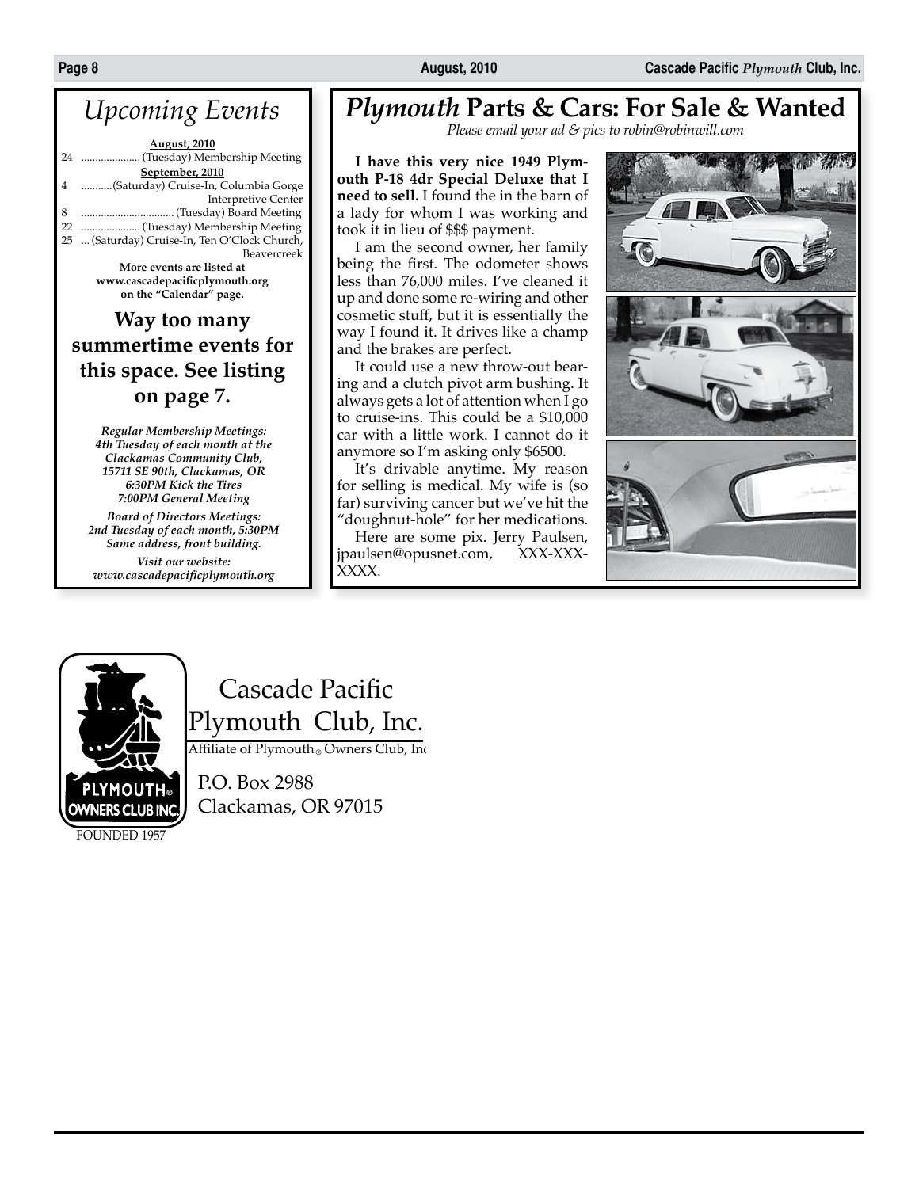# Upcoming Events

**August, 2010**

24 ..................... (Tuesday) Membership Meeting

**September, 2010**

4 ...........(Saturday) Cruise-In, Columbia Gorge Interpretive Center

8 ................................. (Tuesday) Board Meeting

22 ..................... (Tuesday) Membership Meeting

25 ... (Saturday) Cruise-In, Ten O'Clock Church, Beavercreek

**More events are listed at www.cascadepacificplymouth.org on the "Calendar" page.**

## Way too many summertime events for this space. See listing on page 7.

*Regular Membership Meetings: 4th Tuesday of each month at the Clackamas Community Club, 15711 SE 90th, Clackamas, OR 6:30PM Kick the Tires 7:00PM General Meeting*

*Board of Directors Meetings: 2nd Tuesday of each month, 5:30PM Same address, front building.*

*Visit our website: www.cascadepacificplymouth.org*

# *Plymouth* Parts & Cars: For Sale & Wanted

*Please email your ad & pics to robin@robinwill.com*

**I have this very nice 1949 Plymouth P-18 4dr Special Deluxe that I need to sell.** I found the in the barn of a lady for whom I was working and took it in lieu of $$$ payment.

I am the second owner, her family being the first. The odometer shows less than 76,000 miles. I've cleaned it up and done some re-wiring and other cosmetic stuff, but it is essentially the way I found it. It drives like a champ and the brakes are perfect.

It could use a new throw-out bearing and a clutch pivot arm bushing. It always gets a lot of attention when I go to cruise-ins. This could be a $10,000 car with a little work. I cannot do it anymore so I'm asking only $6500.

It's drivable anytime. My reason for selling is medical. My wife is (so far) surviving cancer but we've hit the "doughnut-hole" for her medications.

Here are some pix. Jerry Paulsen, jpaulsen@opusnet.com, XXX-XXX-XXXX.

Cascade Pacific Plymouth Club, Inc.

Affiliate of Plymouth® Owners Club, Inc

P.O. Box 2988
Clackamas, OR 97015

PLYMOUTH® OWNERS CLUB INC.

FOUNDED 1957